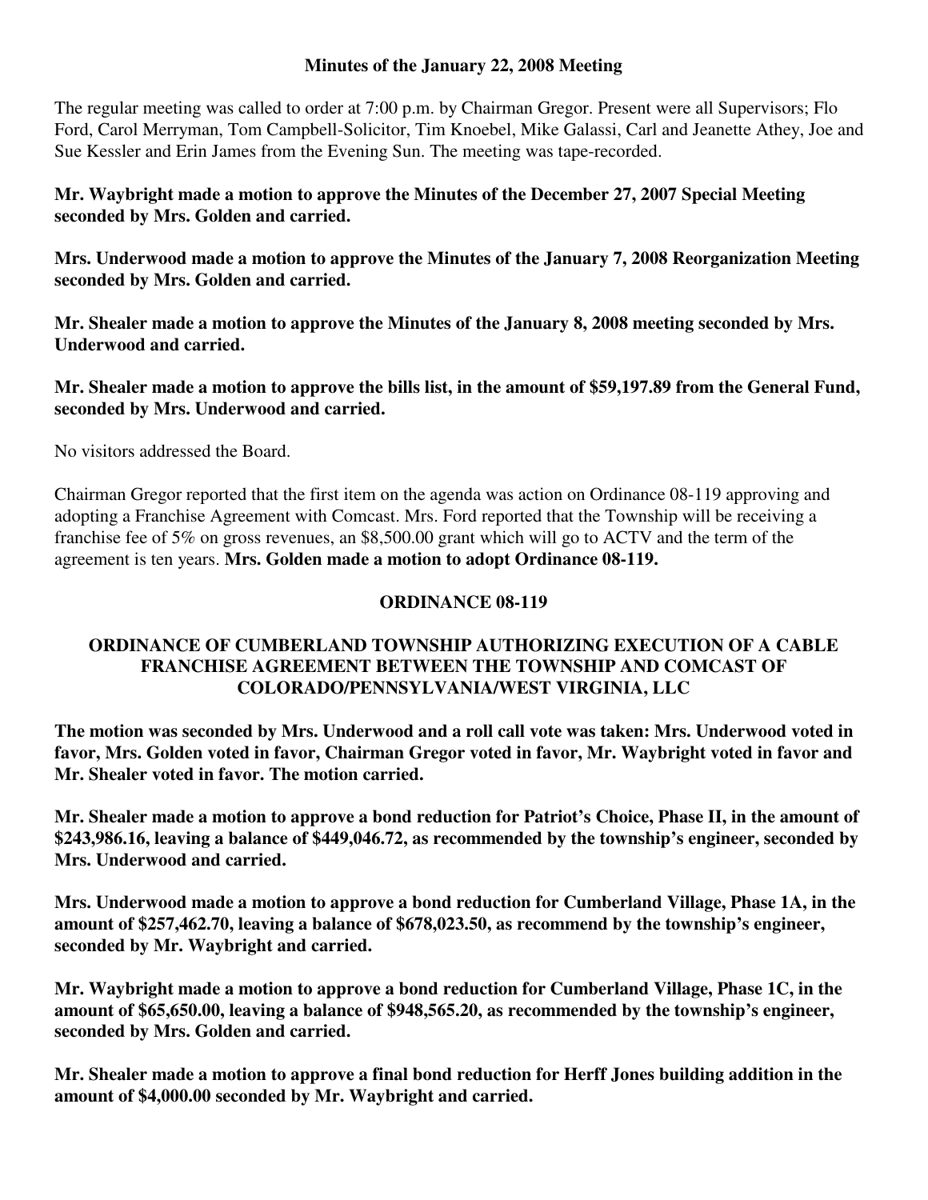**Minutes of the January 22, 2008 Meeting**

The regular meeting was called to order at 7:00 p.m. by Chairman Gregor. Present were all Supervisors; Flo Ford, Carol Merryman, Tom Campbell-Solicitor, Tim Knoebel, Mike Galassi, Carl and Jeanette Athey, Joe and Sue Kessler and Erin James from the Evening Sun. The meeting was tape-recorded.

**Mr. Waybright made a motion to approve the Minutes of the December 27, 2007 Special Meeting seconded by Mrs. Golden and carried.**

**Mrs. Underwood made a motion to approve the Minutes of the January 7, 2008 Reorganization Meeting seconded by Mrs. Golden and carried.**

**Mr. Shealer made a motion to approve the Minutes of the January 8, 2008 meeting seconded by Mrs. Underwood and carried.**

**Mr. Shealer made a motion to approve the bills list, in the amount of $59,197.89 from the General Fund, seconded by Mrs. Underwood and carried.**

No visitors addressed the Board.

Chairman Gregor reported that the first item on the agenda was action on Ordinance 08-119 approving and adopting a Franchise Agreement with Comcast. Mrs. Ford reported that the Township will be receiving a franchise fee of 5% on gross revenues, an $8,500.00 grant which will go to ACTV and the term of the agreement is ten years. **Mrs. Golden made a motion to adopt Ordinance 08-119.**

**ORDINANCE 08-119**

**ORDINANCE OF CUMBERLAND TOWNSHIP AUTHORIZING EXECUTION OF A CABLE FRANCHISE AGREEMENT BETWEEN THE TOWNSHIP AND COMCAST OF COLORADO/PENNSYLVANIA/WEST VIRGINIA, LLC**

**The motion was seconded by Mrs. Underwood and a roll call vote was taken: Mrs. Underwood voted in favor, Mrs. Golden voted in favor, Chairman Gregor voted in favor, Mr. Waybright voted in favor and Mr. Shealer voted in favor. The motion carried.**

**Mr. Shealer made a motion to approve a bond reduction for Patriot's Choice, Phase II, in the amount of $243,986.16, leaving a balance of $449,046.72, as recommended by the township's engineer, seconded by Mrs. Underwood and carried.**

**Mrs. Underwood made a motion to approve a bond reduction for Cumberland Village, Phase 1A, in the amount of $257,462.70, leaving a balance of $678,023.50, as recommend by the township's engineer, seconded by Mr. Waybright and carried.**

**Mr. Waybright made a motion to approve a bond reduction for Cumberland Village, Phase 1C, in the amount of $65,650.00, leaving a balance of $948,565.20, as recommended by the township's engineer, seconded by Mrs. Golden and carried.**

**Mr. Shealer made a motion to approve a final bond reduction for Herff Jones building addition in the amount of $4,000.00 seconded by Mr. Waybright and carried.**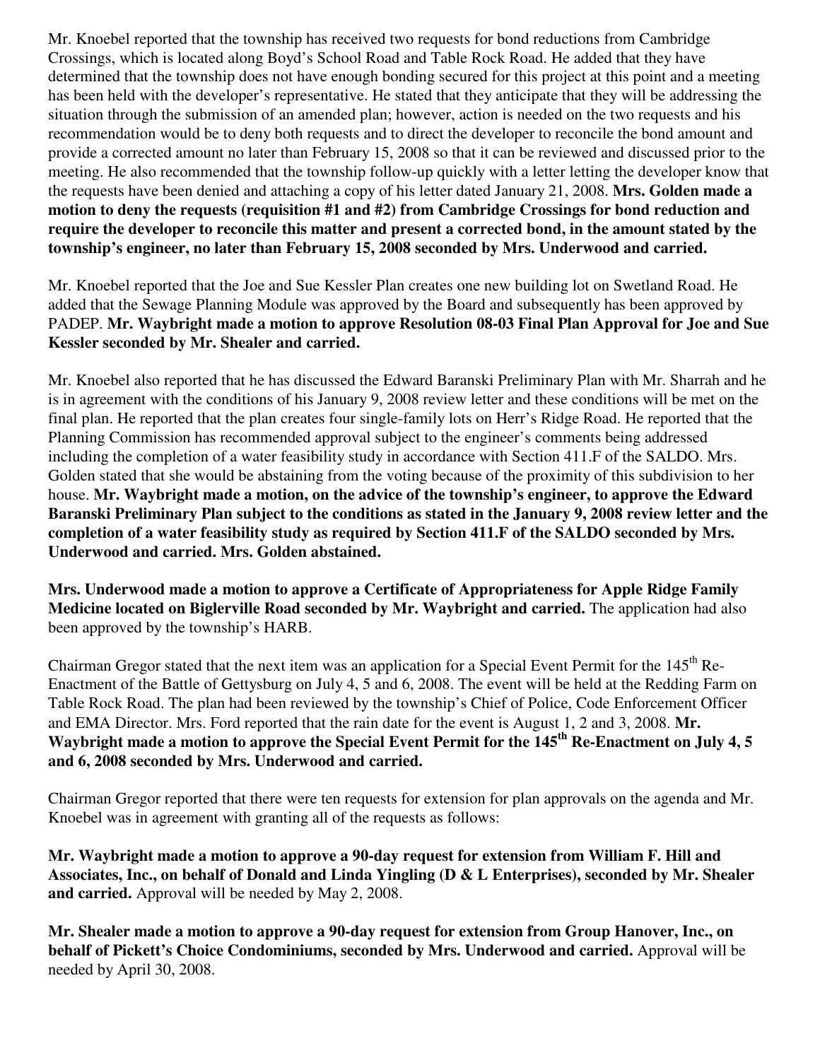Mr. Knoebel reported that the township has received two requests for bond reductions from Cambridge Crossings, which is located along Boyd's School Road and Table Rock Road. He added that they have determined that the township does not have enough bonding secured for this project at this point and a meeting has been held with the developer's representative. He stated that they anticipate that they will be addressing the situation through the submission of an amended plan; however, action is needed on the two requests and his recommendation would be to deny both requests and to direct the developer to reconcile the bond amount and provide a corrected amount no later than February 15, 2008 so that it can be reviewed and discussed prior to the meeting. He also recommended that the township follow-up quickly with a letter letting the developer know that the requests have been denied and attaching a copy of his letter dated January 21, 2008. **Mrs. Golden made a motion to deny the requests (requisition #1 and #2) from Cambridge Crossings for bond reduction and require the developer to reconcile this matter and present a corrected bond, in the amount stated by the township's engineer, no later than February 15, 2008 seconded by Mrs. Underwood and carried.**

Mr. Knoebel reported that the Joe and Sue Kessler Plan creates one new building lot on Swetland Road. He added that the Sewage Planning Module was approved by the Board and subsequently has been approved by PADEP. **Mr. Waybright made a motion to approve Resolution 08-03 Final Plan Approval for Joe and Sue Kessler seconded by Mr. Shealer and carried.**

Mr. Knoebel also reported that he has discussed the Edward Baranski Preliminary Plan with Mr. Sharrah and he is in agreement with the conditions of his January 9, 2008 review letter and these conditions will be met on the final plan. He reported that the plan creates four single-family lots on Herr's Ridge Road. He reported that the Planning Commission has recommended approval subject to the engineer's comments being addressed including the completion of a water feasibility study in accordance with Section 411.F of the SALDO. Mrs. Golden stated that she would be abstaining from the voting because of the proximity of this subdivision to her house. **Mr. Waybright made a motion, on the advice of the township's engineer, to approve the Edward Baranski Preliminary Plan subject to the conditions as stated in the January 9, 2008 review letter and the completion of a water feasibility study as required by Section 411.F of the SALDO seconded by Mrs. Underwood and carried. Mrs. Golden abstained.**

**Mrs. Underwood made a motion to approve a Certificate of Appropriateness for Apple Ridge Family Medicine located on Biglerville Road seconded by Mr. Waybright and carried.** The application had also been approved by the township's HARB.

Chairman Gregor stated that the next item was an application for a Special Event Permit for the 145th Re-Enactment of the Battle of Gettysburg on July 4, 5 and 6, 2008. The event will be held at the Redding Farm on Table Rock Road. The plan had been reviewed by the township's Chief of Police, Code Enforcement Officer and EMA Director. Mrs. Ford reported that the rain date for the event is August 1, 2 and 3, 2008. **Mr. Waybright made a motion to approve the Special Event Permit for the 145th Re-Enactment on July 4, 5 and 6, 2008 seconded by Mrs. Underwood and carried.**

Chairman Gregor reported that there were ten requests for extension for plan approvals on the agenda and Mr. Knoebel was in agreement with granting all of the requests as follows:

**Mr. Waybright made a motion to approve a 90-day request for extension from William F. Hill and Associates, Inc., on behalf of Donald and Linda Yingling (D & L Enterprises), seconded by Mr. Shealer and carried.** Approval will be needed by May 2, 2008.

**Mr. Shealer made a motion to approve a 90-day request for extension from Group Hanover, Inc., on behalf of Pickett's Choice Condominiums, seconded by Mrs. Underwood and carried.** Approval will be needed by April 30, 2008.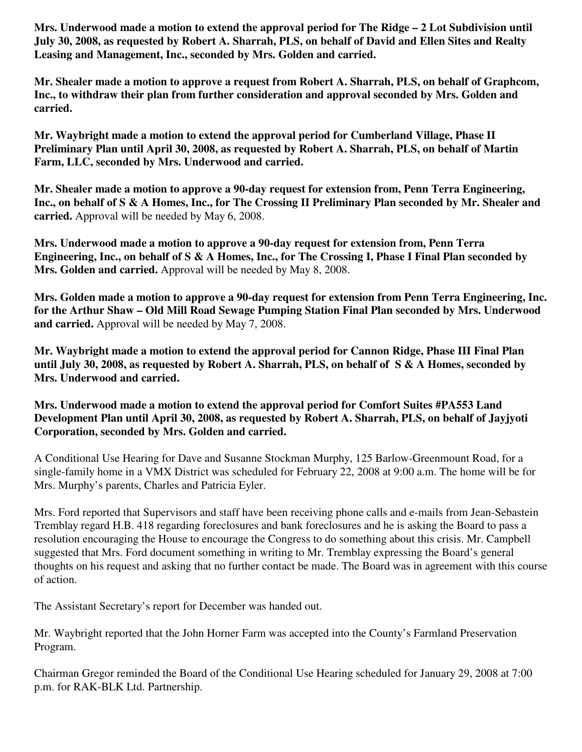**Mrs. Underwood made a motion to extend the approval period for The Ridge – 2 Lot Subdivision until July 30, 2008, as requested by Robert A. Sharrah, PLS, on behalf of David and Ellen Sites and Realty Leasing and Management, Inc., seconded by Mrs. Golden and carried.**

**Mr. Shealer made a motion to approve a request from Robert A. Sharrah, PLS, on behalf of Graphcom, Inc., to withdraw their plan from further consideration and approval seconded by Mrs. Golden and carried.**

**Mr. Waybright made a motion to extend the approval period for Cumberland Village, Phase II Preliminary Plan until April 30, 2008, as requested by Robert A. Sharrah, PLS, on behalf of Martin Farm, LLC, seconded by Mrs. Underwood and carried.**

**Mr. Shealer made a motion to approve a 90-day request for extension from, Penn Terra Engineering, Inc., on behalf of S & A Homes, Inc., for The Crossing II Preliminary Plan seconded by Mr. Shealer and carried.** Approval will be needed by May 6, 2008.

**Mrs. Underwood made a motion to approve a 90-day request for extension from, Penn Terra Engineering, Inc., on behalf of S & A Homes, Inc., for The Crossing I, Phase I Final Plan seconded by Mrs. Golden and carried.** Approval will be needed by May 8, 2008.

**Mrs. Golden made a motion to approve a 90-day request for extension from Penn Terra Engineering, Inc. for the Arthur Shaw – Old Mill Road Sewage Pumping Station Final Plan seconded by Mrs. Underwood and carried.** Approval will be needed by May 7, 2008.

**Mr. Waybright made a motion to extend the approval period for Cannon Ridge, Phase III Final Plan until July 30, 2008, as requested by Robert A. Sharrah, PLS, on behalf of S & A Homes, seconded by Mrs. Underwood and carried.**

**Mrs. Underwood made a motion to extend the approval period for Comfort Suites #PA553 Land Development Plan until April 30, 2008, as requested by Robert A. Sharrah, PLS, on behalf of Jayjyoti Corporation, seconded by Mrs. Golden and carried.**

A Conditional Use Hearing for Dave and Susanne Stockman Murphy, 125 Barlow-Greenmount Road, for a single-family home in a VMX District was scheduled for February 22, 2008 at 9:00 a.m. The home will be for Mrs. Murphy's parents, Charles and Patricia Eyler.

Mrs. Ford reported that Supervisors and staff have been receiving phone calls and e-mails from Jean-Sebastein Tremblay regard H.B. 418 regarding foreclosures and bank foreclosures and he is asking the Board to pass a resolution encouraging the House to encourage the Congress to do something about this crisis. Mr. Campbell suggested that Mrs. Ford document something in writing to Mr. Tremblay expressing the Board's general thoughts on his request and asking that no further contact be made. The Board was in agreement with this course of action.

The Assistant Secretary's report for December was handed out.

Mr. Waybright reported that the John Horner Farm was accepted into the County's Farmland Preservation Program.

Chairman Gregor reminded the Board of the Conditional Use Hearing scheduled for January 29, 2008 at 7:00 p.m. for RAK-BLK Ltd. Partnership.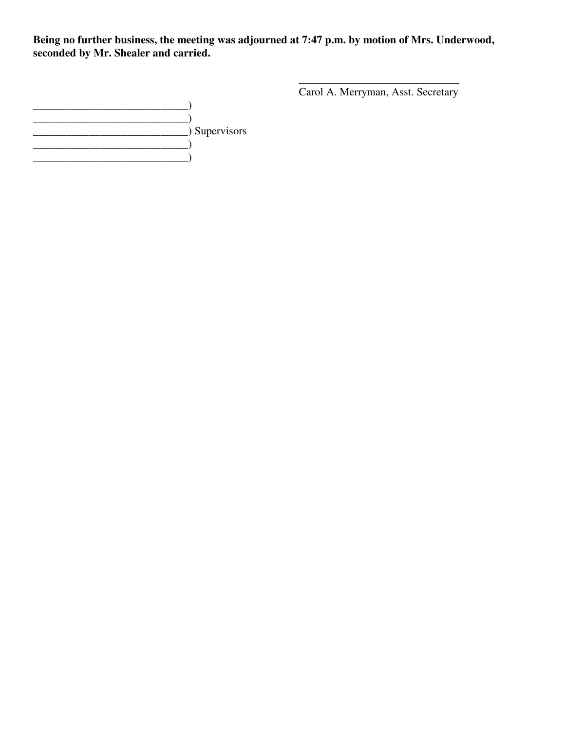**Being no further business, the meeting was adjourned at 7:47 p.m. by motion of Mrs. Underwood, seconded by Mr. Shealer and carried.**

______________________________
Carol A. Merryman, Asst. Secretary

______________________________)
______________________________)
______________________________) Supervisors
______________________________)
______________________________)